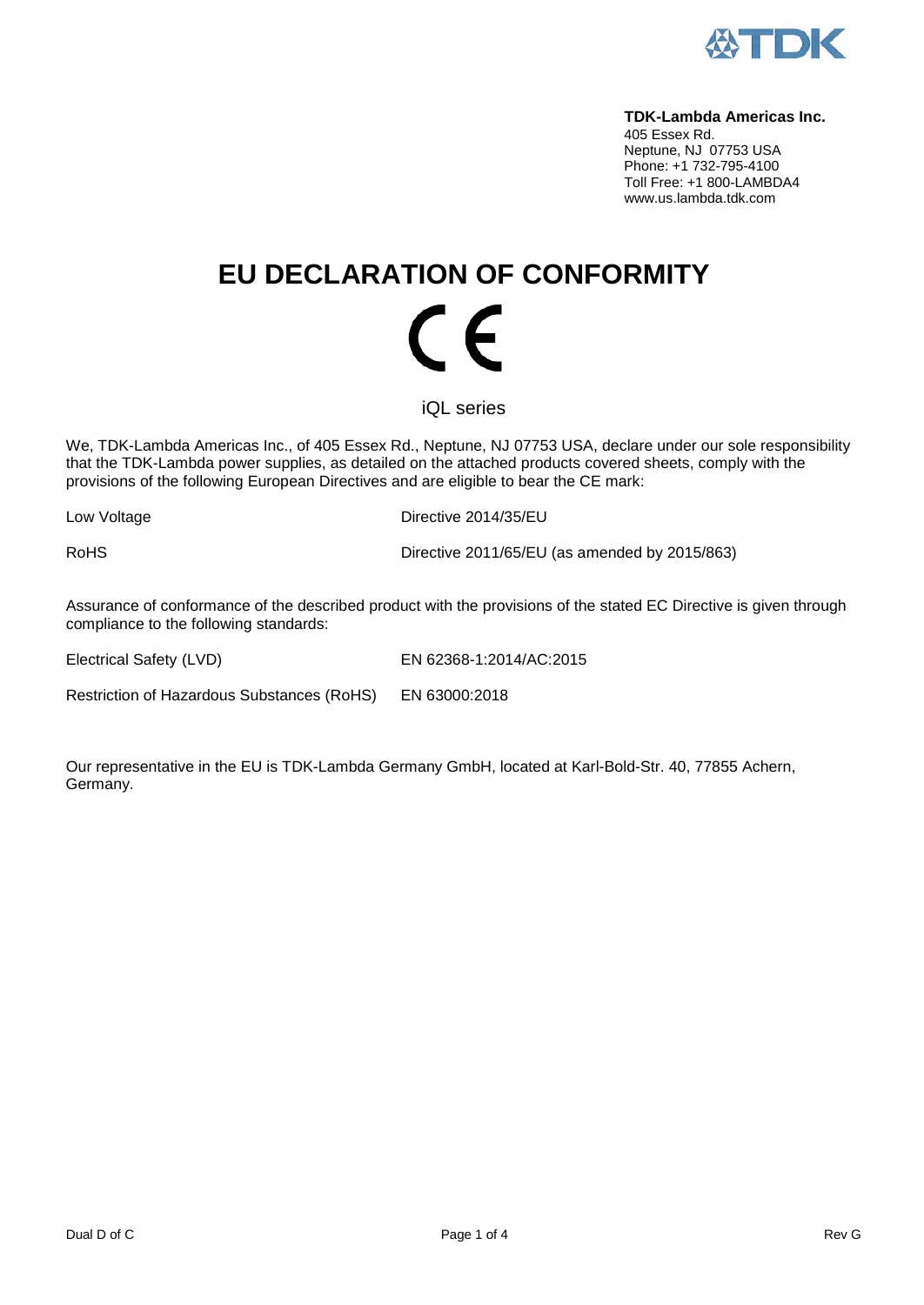**TDK-Lambda Americas Inc.**
405 Essex Rd.
Neptune, NJ 07753 USA
Phone: +1 732-795-4100
Toll Free: +1 800-LAMBDA4
www.us.lambda.tdk.com

# EU DECLARATION OF CONFORMITY

CE

iQL series

We, TDK-Lambda Americas Inc., of 405 Essex Rd., Neptune, NJ 07753 USA, declare under our sole responsibility that the TDK-Lambda power supplies, as detailed on the attached products covered sheets, comply with the provisions of the following European Directives and are eligible to bear the CE mark:

| | |
|---|---|
| Low Voltage | Directive 2014/35/EU |
| RoHS | Directive 2011/65/EU (as amended by 2015/863) |

Assurance of conformance of the described product with the provisions of the stated EC Directive is given through compliance to the following standards:

| | |
|---|---|
| Electrical Safety (LVD) | EN 62368-1:2014/AC:2015 |
| Restriction of Hazardous Substances (RoHS) | EN 63000:2018 |

Our representative in the EU is TDK-Lambda Germany GmbH, located at Karl-Bold-Str. 40, 77855 Achern, Germany.

Dual D of C

Rev G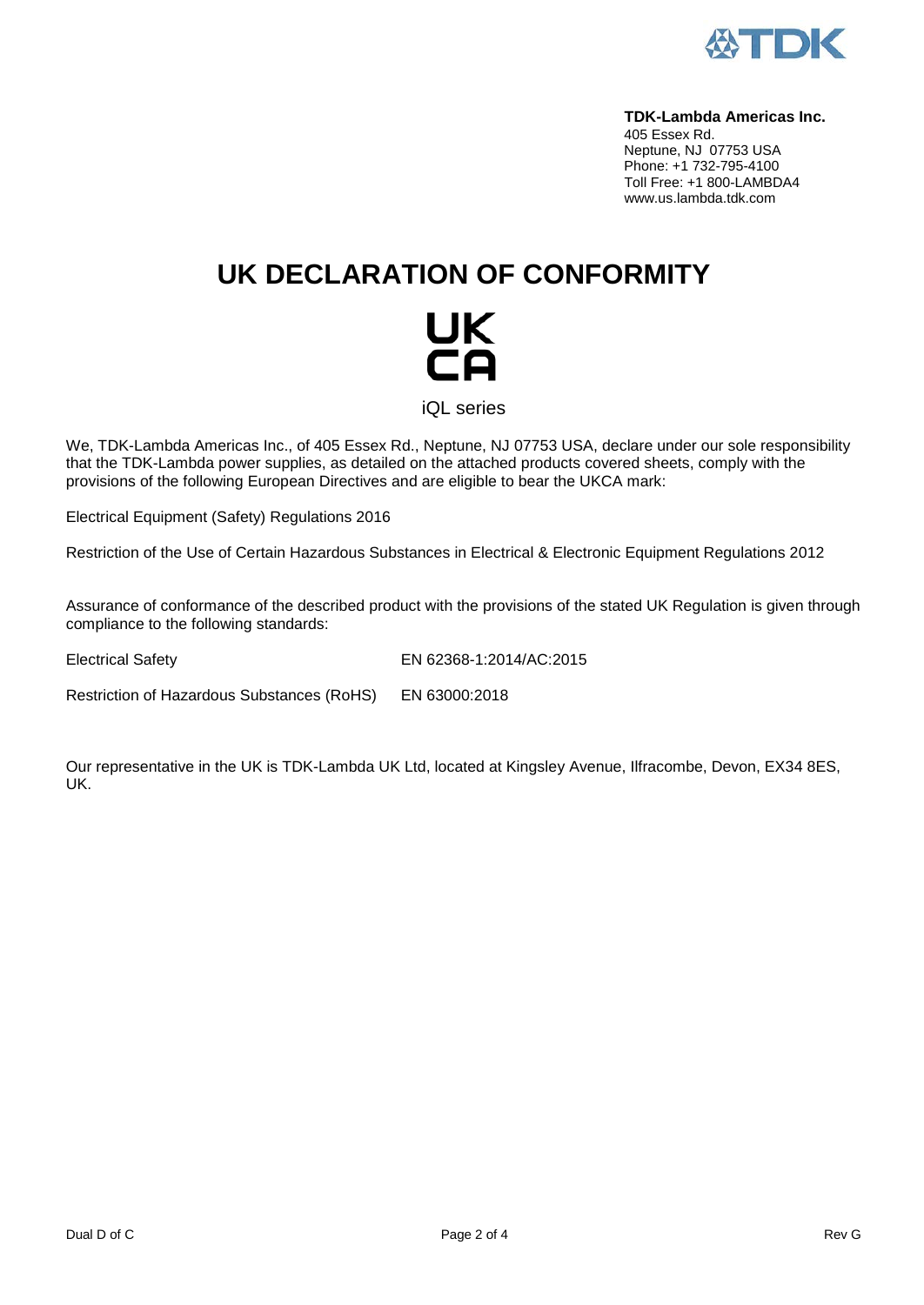**TDK-Lambda Americas Inc.**
405 Essex Rd.
Neptune, NJ 07753 USA
Phone: +1 732-795-4100
Toll Free: +1 800-LAMBDA4
www.us.lambda.tdk.com

# UK DECLARATION OF CONFORMITY

UK
CA

iQL series

We, TDK-Lambda Americas Inc., of 405 Essex Rd., Neptune, NJ 07753 USA, declare under our sole responsibility that the TDK-Lambda power supplies, as detailed on the attached products covered sheets, comply with the provisions of the following European Directives and are eligible to bear the UKCA mark:

Electrical Equipment (Safety) Regulations 2016

Restriction of the Use of Certain Hazardous Substances in Electrical & Electronic Equipment Regulations 2012

Assurance of conformance of the described product with the provisions of the stated UK Regulation is given through compliance to the following standards:

| | |
|---|---|
| Electrical Safety | EN 62368-1:2014/AC:2015 |
| Restriction of Hazardous Substances (RoHS) | EN 63000:2018 |

Our representative in the UK is TDK-Lambda UK Ltd, located at Kingsley Avenue, Ilfracombe, Devon, EX34 8ES, UK.

Dual D of C

Rev G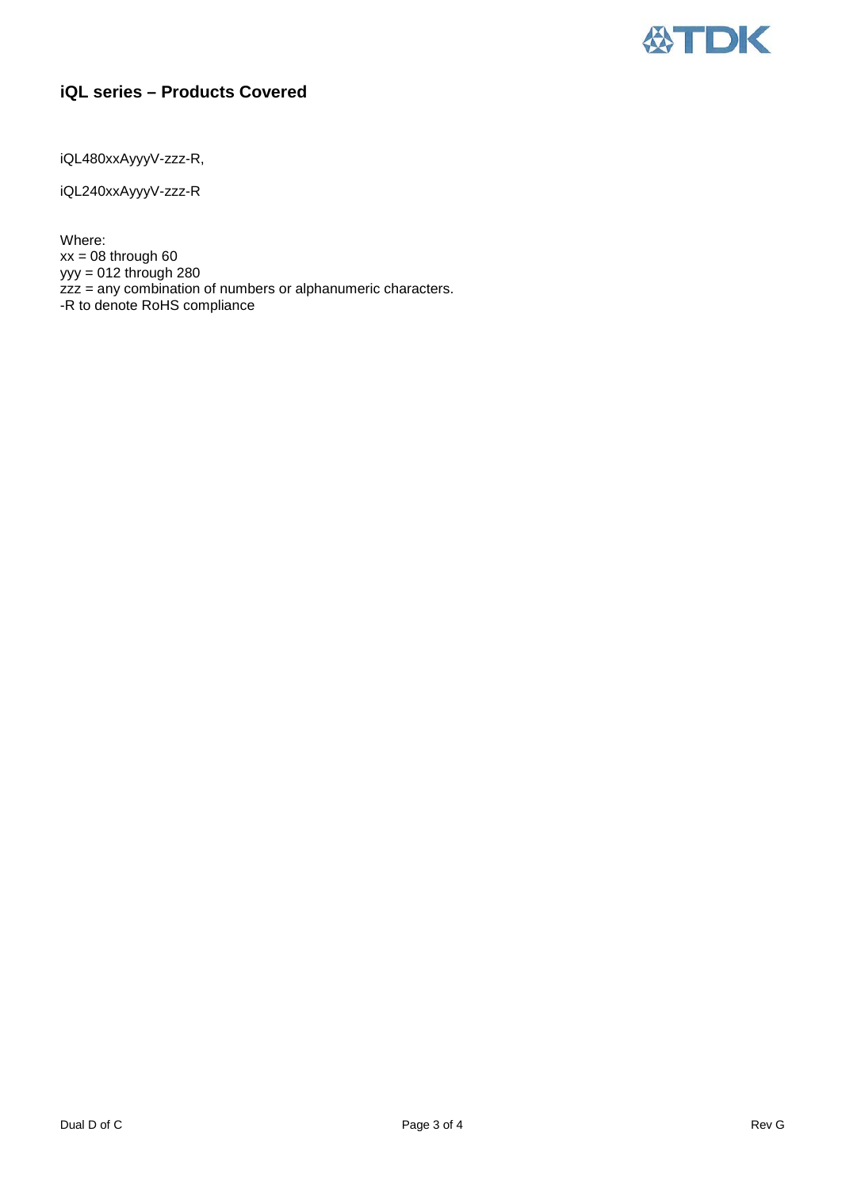## iQL series – Products Covered

iQL480xxAyyyV-zzz-R,

iQL240xxAyyyV-zzz-R

Where:
xx = 08 through 60
yyy = 012 through 280
zzz = any combination of numbers or alphanumeric characters.
-R to denote RoHS compliance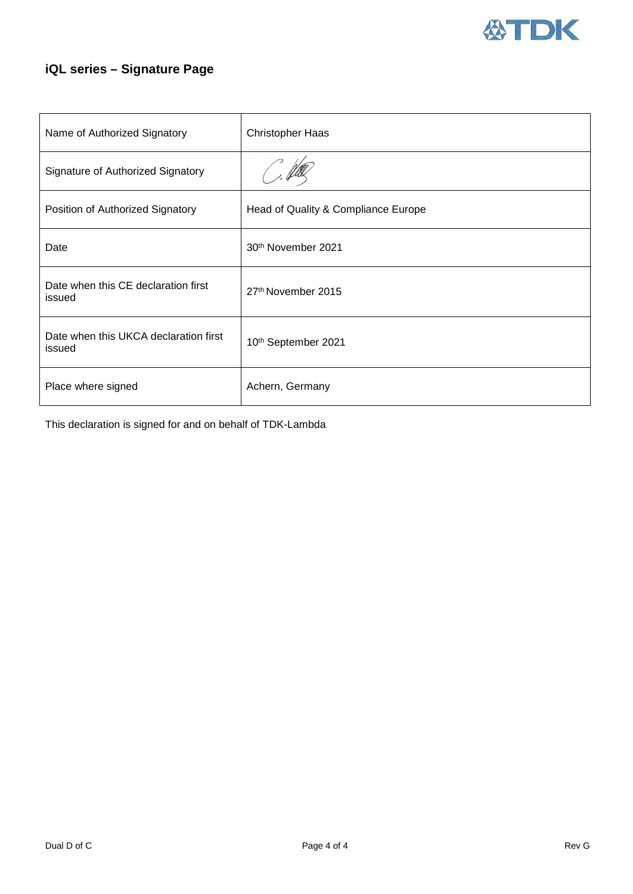## iQL series – Signature Page

| | |
|---|---|
| Name of Authorized Signatory | Christopher Haas |
| Signature of Authorized Signatory | |
| Position of Authorized Signatory | Head of Quality & Compliance Europe |
| Date | 30th November 2021 |
| Date when this CE declaration first issued | 27th November 2015 |
| Date when this UKCA declaration first issued | 10th September 2021 |
| Place where signed | Achern, Germany |

This declaration is signed for and on behalf of TDK-Lambda